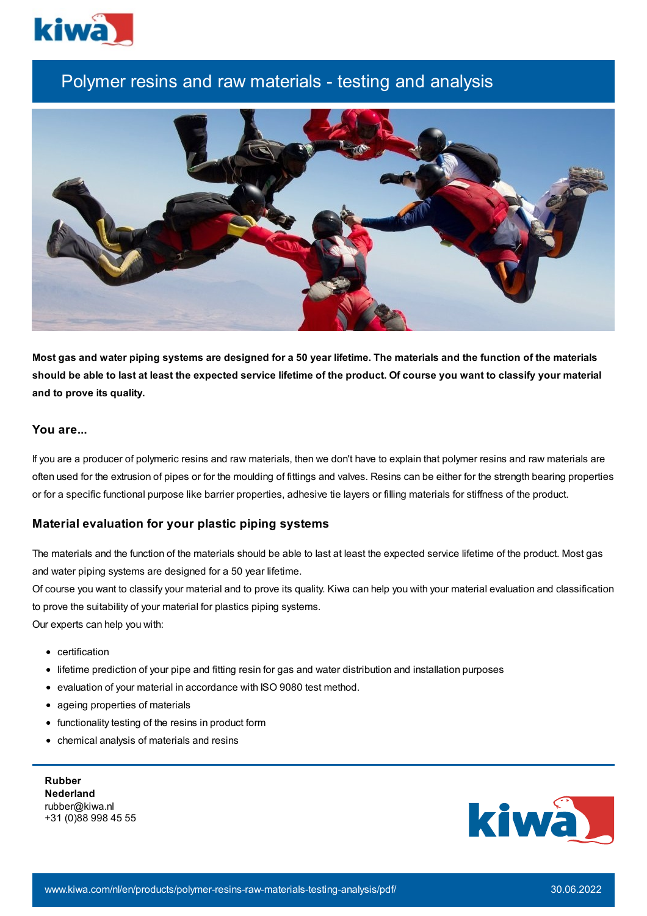# Polymer resins and raw materials - testing and analysis

**Most gas and water piping systems are designed for a 50 year lifetime. The materials and the function of the materials should be able to last at least the expected service lifetime of the product. Of course you want to classify your material and to prove its quality.**

## You are...

If you are a producer of polymeric resins and raw materials, then we don't have to explain that polymer resins and raw materials are often used for the extrusion of pipes or for the moulding of fittings and valves. Resins can be either for the strength bearing properties or for a specific functional purpose like barrier properties, adhesive tie layers or filling materials for stiffness of the product.

## Material evaluation for your plastic piping systems

The materials and the function of the materials should be able to last at least the expected service lifetime of the product. Most gas and water piping systems are designed for a 50 year lifetime.
Of course you want to classify your material and to prove its quality. Kiwa can help you with your material evaluation and classification to prove the suitability of your material for plastics piping systems.
Our experts can help you with:

- certification
- lifetime prediction of your pipe and fitting resin for gas and water distribution and installation purposes
- evaluation of your material in accordance with ISO 9080 test method.
- ageing properties of materials
- functionality testing of the resins in product form
- chemical analysis of materials and resins

**Rubber**
**Nederland**
rubber@kiwa.nl
+31 (0)88 998 45 55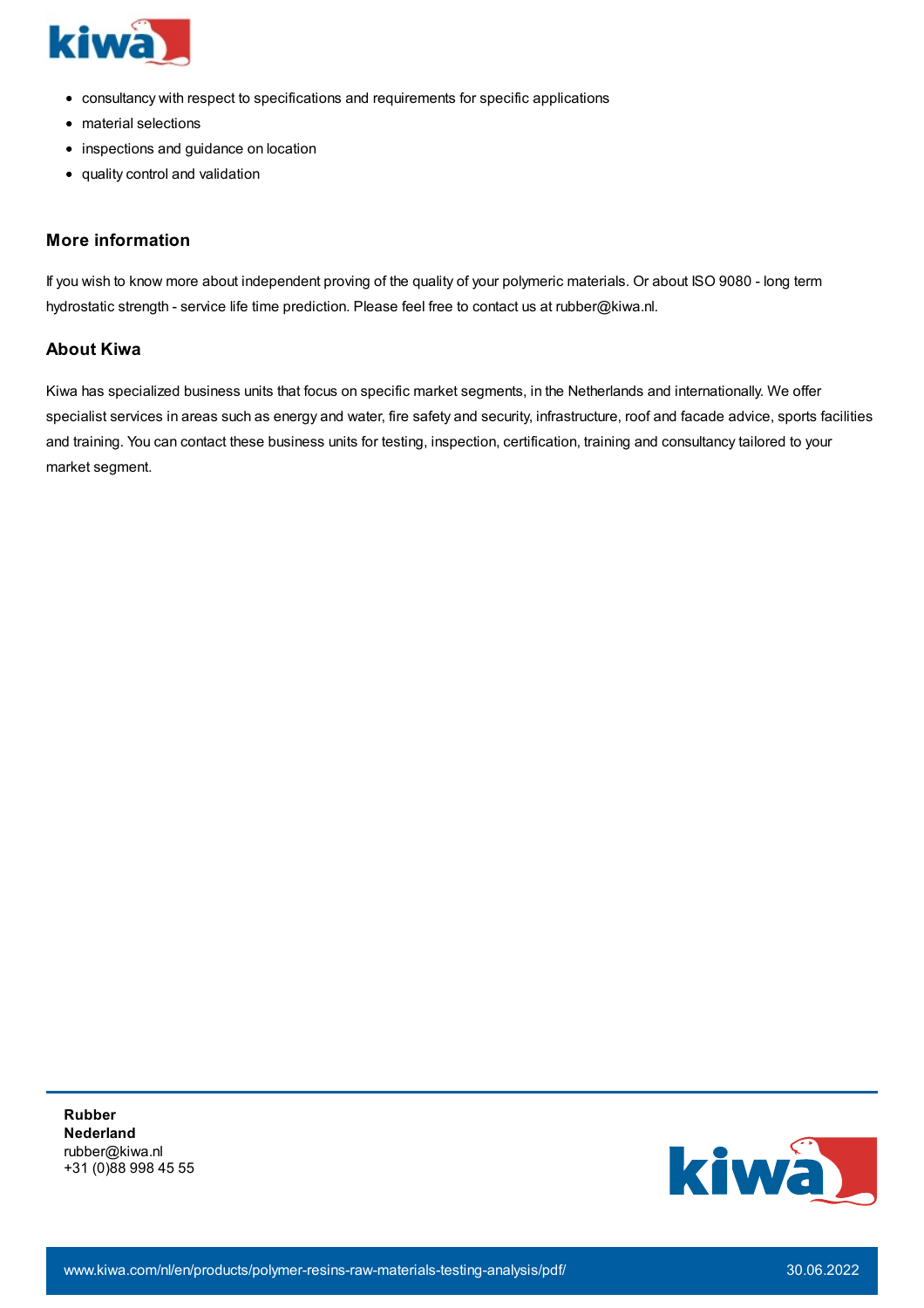- consultancy with respect to specifications and requirements for specific applications
- material selections
- inspections and guidance on location
- quality control and validation

## More information

If you wish to know more about independent proving of the quality of your polymeric materials. Or about ISO 9080 - long term hydrostatic strength - service life time prediction. Please feel free to contact us at rubber@kiwa.nl.

## About Kiwa

Kiwa has specialized business units that focus on specific market segments, in the Netherlands and internationally. We offer specialist services in areas such as energy and water, fire safety and security, infrastructure, roof and facade advice, sports facilities and training. You can contact these business units for testing, inspection, certification, training and consultancy tailored to your market segment.

**Rubber**
**Nederland**
rubber@kiwa.nl
+31 (0)88 998 45 55

www.kiwa.com/nl/en/products/polymer-resins-raw-materials-testing-analysis/pdf/ 30.06.2022